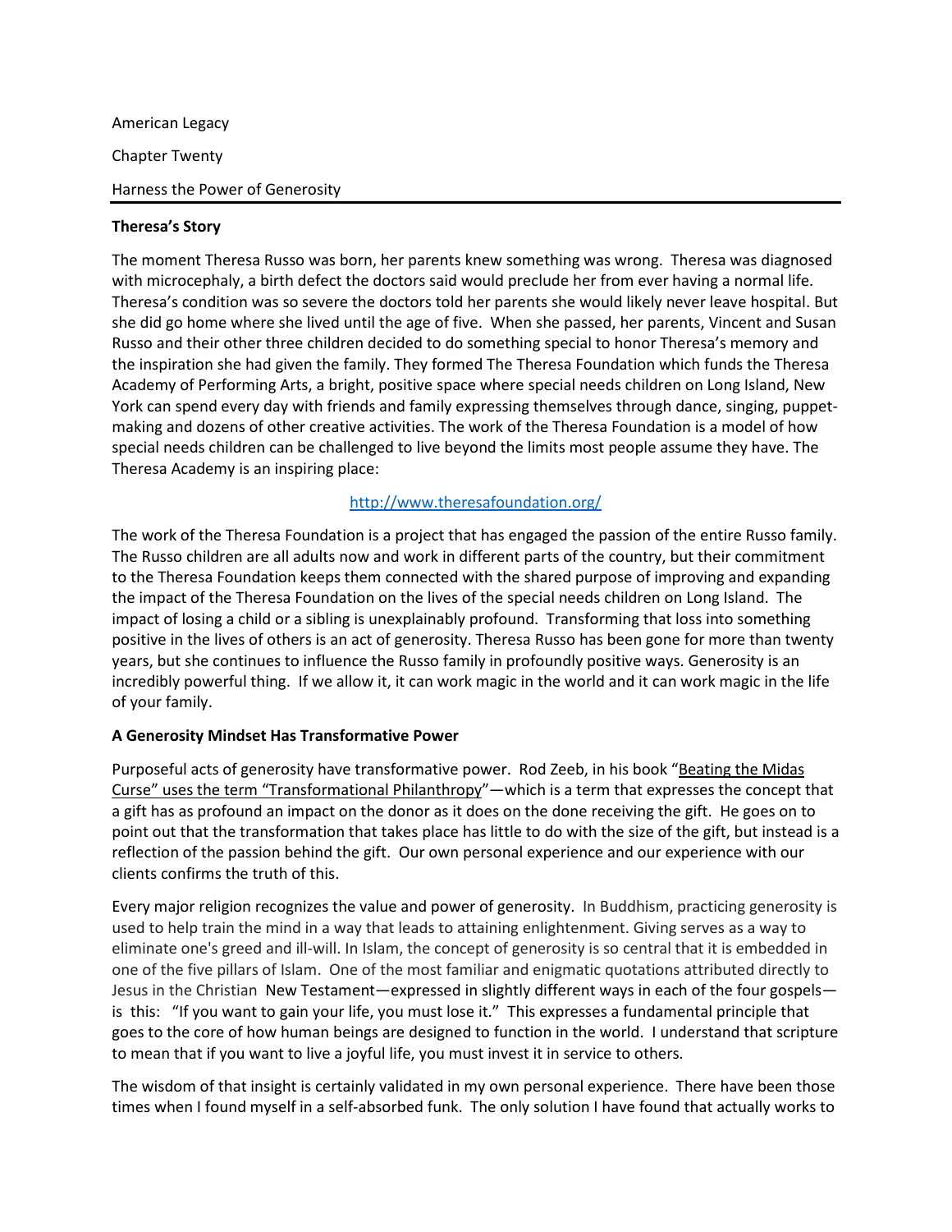American Legacy

Chapter Twenty

Harness the Power of Generosity

**Theresa's Story**

The moment Theresa Russo was born, her parents knew something was wrong. Theresa was diagnosed with microcephaly, a birth defect the doctors said would preclude her from ever having a normal life. Theresa's condition was so severe the doctors told her parents she would likely never leave hospital. But she did go home where she lived until the age of five. When she passed, her parents, Vincent and Susan Russo and their other three children decided to do something special to honor Theresa's memory and the inspiration she had given the family. They formed The Theresa Foundation which funds the Theresa Academy of Performing Arts, a bright, positive space where special needs children on Long Island, New York can spend every day with friends and family expressing themselves through dance, singing, puppet-making and dozens of other creative activities. The work of the Theresa Foundation is a model of how special needs children can be challenged to live beyond the limits most people assume they have. The Theresa Academy is an inspiring place:

http://www.theresafoundation.org/

The work of the Theresa Foundation is a project that has engaged the passion of the entire Russo family. The Russo children are all adults now and work in different parts of the country, but their commitment to the Theresa Foundation keeps them connected with the shared purpose of improving and expanding the impact of the Theresa Foundation on the lives of the special needs children on Long Island. The impact of losing a child or a sibling is unexplainably profound. Transforming that loss into something positive in the lives of others is an act of generosity. Theresa Russo has been gone for more than twenty years, but she continues to influence the Russo family in profoundly positive ways. Generosity is an incredibly powerful thing. If we allow it, it can work magic in the world and it can work magic in the life of your family.

**A Generosity Mindset Has Transformative Power**

Purposeful acts of generosity have transformative power. Rod Zeeb, in his book "Beating the Midas Curse" uses the term "Transformational Philanthropy"—which is a term that expresses the concept that a gift has as profound an impact on the donor as it does on the done receiving the gift. He goes on to point out that the transformation that takes place has little to do with the size of the gift, but instead is a reflection of the passion behind the gift. Our own personal experience and our experience with our clients confirms the truth of this.

Every major religion recognizes the value and power of generosity. In Buddhism, practicing generosity is used to help train the mind in a way that leads to attaining enlightenment. Giving serves as a way to eliminate one's greed and ill-will. In Islam, the concept of generosity is so central that it is embedded in one of the five pillars of Islam. One of the most familiar and enigmatic quotations attributed directly to Jesus in the Christian New Testament—expressed in slightly different ways in each of the four gospels—is this: "If you want to gain your life, you must lose it." This expresses a fundamental principle that goes to the core of how human beings are designed to function in the world. I understand that scripture to mean that if you want to live a joyful life, you must invest it in service to others.

The wisdom of that insight is certainly validated in my own personal experience. There have been those times when I found myself in a self-absorbed funk. The only solution I have found that actually works to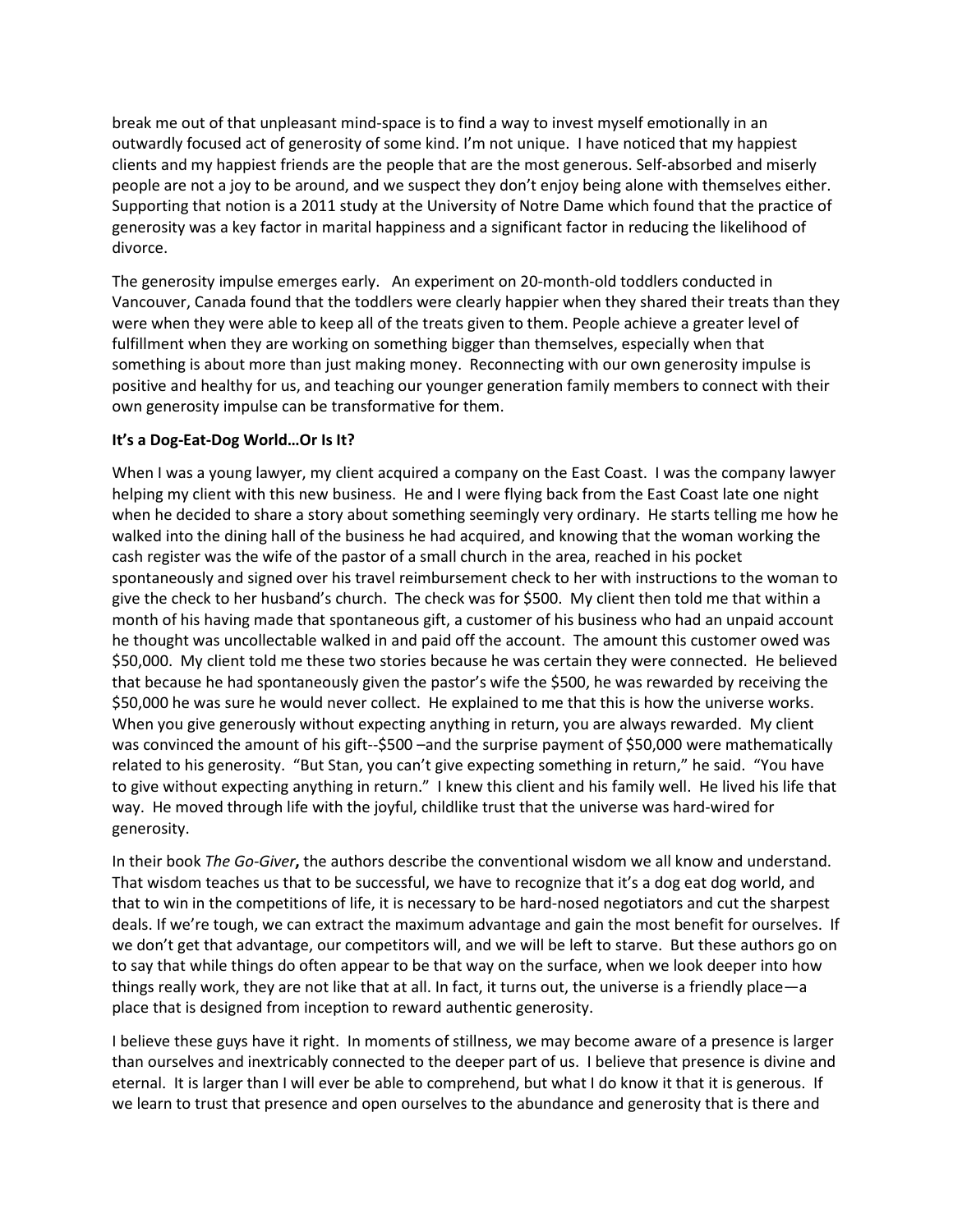break me out of that unpleasant mind-space is to find a way to invest myself emotionally in an outwardly focused act of generosity of some kind. I'm not unique. I have noticed that my happiest clients and my happiest friends are the people that are the most generous. Self-absorbed and miserly people are not a joy to be around, and we suspect they don't enjoy being alone with themselves either. Supporting that notion is a 2011 study at the University of Notre Dame which found that the practice of generosity was a key factor in marital happiness and a significant factor in reducing the likelihood of divorce.

The generosity impulse emerges early. An experiment on 20-month-old toddlers conducted in Vancouver, Canada found that the toddlers were clearly happier when they shared their treats than they were when they were able to keep all of the treats given to them. People achieve a greater level of fulfillment when they are working on something bigger than themselves, especially when that something is about more than just making money. Reconnecting with our own generosity impulse is positive and healthy for us, and teaching our younger generation family members to connect with their own generosity impulse can be transformative for them.

**It's a Dog-Eat-Dog World…Or Is It?**

When I was a young lawyer, my client acquired a company on the East Coast. I was the company lawyer helping my client with this new business. He and I were flying back from the East Coast late one night when he decided to share a story about something seemingly very ordinary. He starts telling me how he walked into the dining hall of the business he had acquired, and knowing that the woman working the cash register was the wife of the pastor of a small church in the area, reached in his pocket spontaneously and signed over his travel reimbursement check to her with instructions to the woman to give the check to her husband's church. The check was for $500. My client then told me that within a month of his having made that spontaneous gift, a customer of his business who had an unpaid account he thought was uncollectable walked in and paid off the account. The amount this customer owed was $50,000. My client told me these two stories because he was certain they were connected. He believed that because he had spontaneously given the pastor's wife the $500, he was rewarded by receiving the $50,000 he was sure he would never collect. He explained to me that this is how the universe works. When you give generously without expecting anything in return, you are always rewarded. My client was convinced the amount of his gift--$500 –and the surprise payment of $50,000 were mathematically related to his generosity. "But Stan, you can't give expecting something in return," he said. "You have to give without expecting anything in return." I knew this client and his family well. He lived his life that way. He moved through life with the joyful, childlike trust that the universe was hard-wired for generosity.

In their book *The Go-Giver***,** the authors describe the conventional wisdom we all know and understand. That wisdom teaches us that to be successful, we have to recognize that it's a dog eat dog world, and that to win in the competitions of life, it is necessary to be hard-nosed negotiators and cut the sharpest deals. If we're tough, we can extract the maximum advantage and gain the most benefit for ourselves. If we don't get that advantage, our competitors will, and we will be left to starve. But these authors go on to say that while things do often appear to be that way on the surface, when we look deeper into how things really work, they are not like that at all. In fact, it turns out, the universe is a friendly place—a place that is designed from inception to reward authentic generosity.

I believe these guys have it right. In moments of stillness, we may become aware of a presence is larger than ourselves and inextricably connected to the deeper part of us. I believe that presence is divine and eternal. It is larger than I will ever be able to comprehend, but what I do know it that it is generous. If we learn to trust that presence and open ourselves to the abundance and generosity that is there and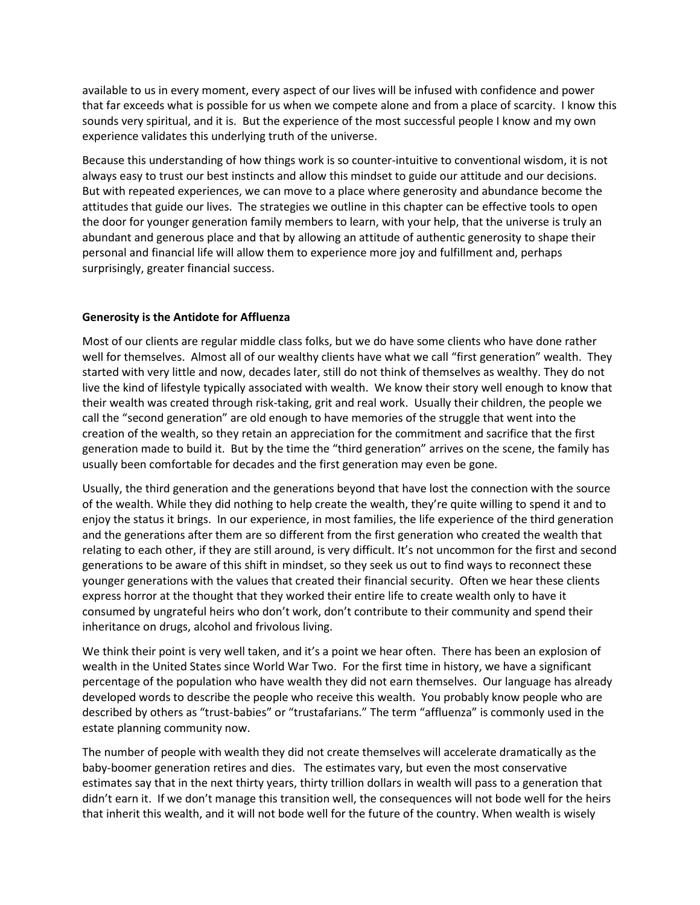available to us in every moment, every aspect of our lives will be infused with confidence and power that far exceeds what is possible for us when we compete alone and from a place of scarcity. I know this sounds very spiritual, and it is. But the experience of the most successful people I know and my own experience validates this underlying truth of the universe.

Because this understanding of how things work is so counter-intuitive to conventional wisdom, it is not always easy to trust our best instincts and allow this mindset to guide our attitude and our decisions. But with repeated experiences, we can move to a place where generosity and abundance become the attitudes that guide our lives. The strategies we outline in this chapter can be effective tools to open the door for younger generation family members to learn, with your help, that the universe is truly an abundant and generous place and that by allowing an attitude of authentic generosity to shape their personal and financial life will allow them to experience more joy and fulfillment and, perhaps surprisingly, greater financial success.

**Generosity is the Antidote for Affluenza**

Most of our clients are regular middle class folks, but we do have some clients who have done rather well for themselves. Almost all of our wealthy clients have what we call "first generation" wealth. They started with very little and now, decades later, still do not think of themselves as wealthy. They do not live the kind of lifestyle typically associated with wealth. We know their story well enough to know that their wealth was created through risk-taking, grit and real work. Usually their children, the people we call the "second generation" are old enough to have memories of the struggle that went into the creation of the wealth, so they retain an appreciation for the commitment and sacrifice that the first generation made to build it. But by the time the "third generation" arrives on the scene, the family has usually been comfortable for decades and the first generation may even be gone.

Usually, the third generation and the generations beyond that have lost the connection with the source of the wealth. While they did nothing to help create the wealth, they're quite willing to spend it and to enjoy the status it brings. In our experience, in most families, the life experience of the third generation and the generations after them are so different from the first generation who created the wealth that relating to each other, if they are still around, is very difficult. It's not uncommon for the first and second generations to be aware of this shift in mindset, so they seek us out to find ways to reconnect these younger generations with the values that created their financial security. Often we hear these clients express horror at the thought that they worked their entire life to create wealth only to have it consumed by ungrateful heirs who don't work, don't contribute to their community and spend their inheritance on drugs, alcohol and frivolous living.

We think their point is very well taken, and it's a point we hear often. There has been an explosion of wealth in the United States since World War Two. For the first time in history, we have a significant percentage of the population who have wealth they did not earn themselves. Our language has already developed words to describe the people who receive this wealth. You probably know people who are described by others as "trust-babies" or "trustafarians." The term "affluenza" is commonly used in the estate planning community now.

The number of people with wealth they did not create themselves will accelerate dramatically as the baby-boomer generation retires and dies. The estimates vary, but even the most conservative estimates say that in the next thirty years, thirty trillion dollars in wealth will pass to a generation that didn't earn it. If we don't manage this transition well, the consequences will not bode well for the heirs that inherit this wealth, and it will not bode well for the future of the country. When wealth is wisely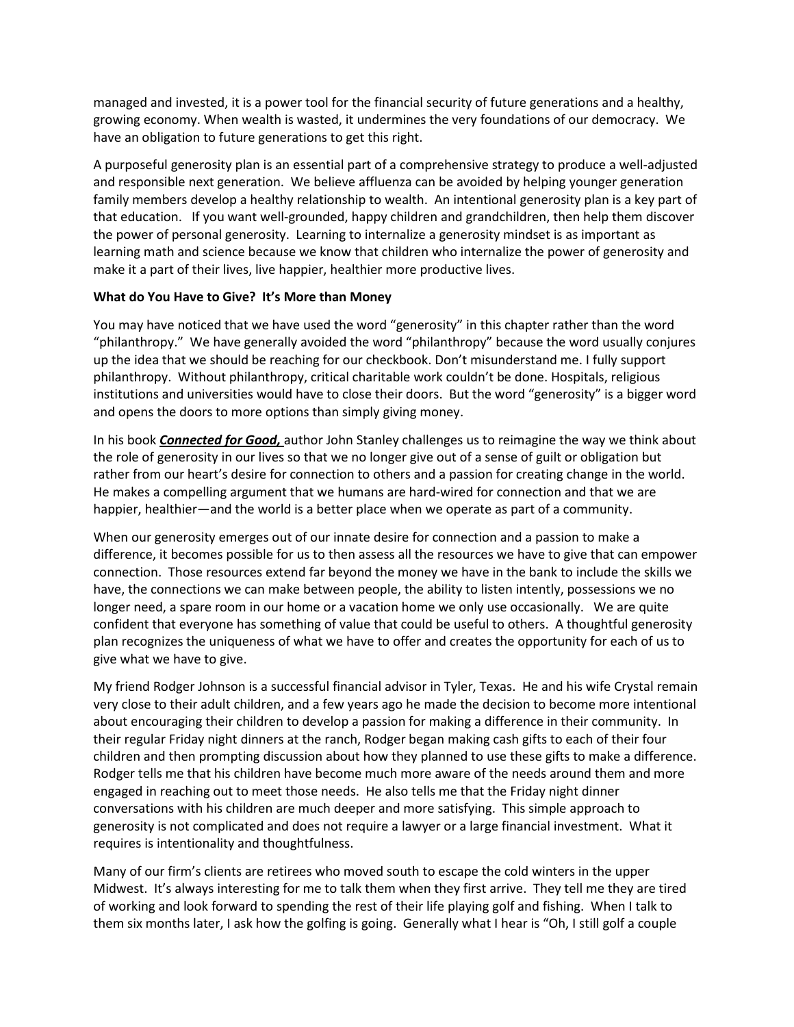managed and invested, it is a power tool for the financial security of future generations and a healthy, growing economy. When wealth is wasted, it undermines the very foundations of our democracy. We have an obligation to future generations to get this right.

A purposeful generosity plan is an essential part of a comprehensive strategy to produce a well-adjusted and responsible next generation. We believe affluenza can be avoided by helping younger generation family members develop a healthy relationship to wealth. An intentional generosity plan is a key part of that education. If you want well-grounded, happy children and grandchildren, then help them discover the power of personal generosity. Learning to internalize a generosity mindset is as important as learning math and science because we know that children who internalize the power of generosity and make it a part of their lives, live happier, healthier more productive lives.

**What do You Have to Give? It's More than Money**

You may have noticed that we have used the word "generosity" in this chapter rather than the word "philanthropy." We have generally avoided the word "philanthropy" because the word usually conjures up the idea that we should be reaching for our checkbook. Don't misunderstand me. I fully support philanthropy. Without philanthropy, critical charitable work couldn't be done. Hospitals, religious institutions and universities would have to close their doors. But the word "generosity" is a bigger word and opens the doors to more options than simply giving money.

In his book ***Connected for Good,*** author John Stanley challenges us to reimagine the way we think about the role of generosity in our lives so that we no longer give out of a sense of guilt or obligation but rather from our heart's desire for connection to others and a passion for creating change in the world. He makes a compelling argument that we humans are hard-wired for connection and that we are happier, healthier—and the world is a better place when we operate as part of a community.

When our generosity emerges out of our innate desire for connection and a passion to make a difference, it becomes possible for us to then assess all the resources we have to give that can empower connection. Those resources extend far beyond the money we have in the bank to include the skills we have, the connections we can make between people, the ability to listen intently, possessions we no longer need, a spare room in our home or a vacation home we only use occasionally. We are quite confident that everyone has something of value that could be useful to others. A thoughtful generosity plan recognizes the uniqueness of what we have to offer and creates the opportunity for each of us to give what we have to give.

My friend Rodger Johnson is a successful financial advisor in Tyler, Texas. He and his wife Crystal remain very close to their adult children, and a few years ago he made the decision to become more intentional about encouraging their children to develop a passion for making a difference in their community. In their regular Friday night dinners at the ranch, Rodger began making cash gifts to each of their four children and then prompting discussion about how they planned to use these gifts to make a difference. Rodger tells me that his children have become much more aware of the needs around them and more engaged in reaching out to meet those needs. He also tells me that the Friday night dinner conversations with his children are much deeper and more satisfying. This simple approach to generosity is not complicated and does not require a lawyer or a large financial investment. What it requires is intentionality and thoughtfulness.

Many of our firm's clients are retirees who moved south to escape the cold winters in the upper Midwest. It's always interesting for me to talk them when they first arrive. They tell me they are tired of working and look forward to spending the rest of their life playing golf and fishing. When I talk to them six months later, I ask how the golfing is going. Generally what I hear is "Oh, I still golf a couple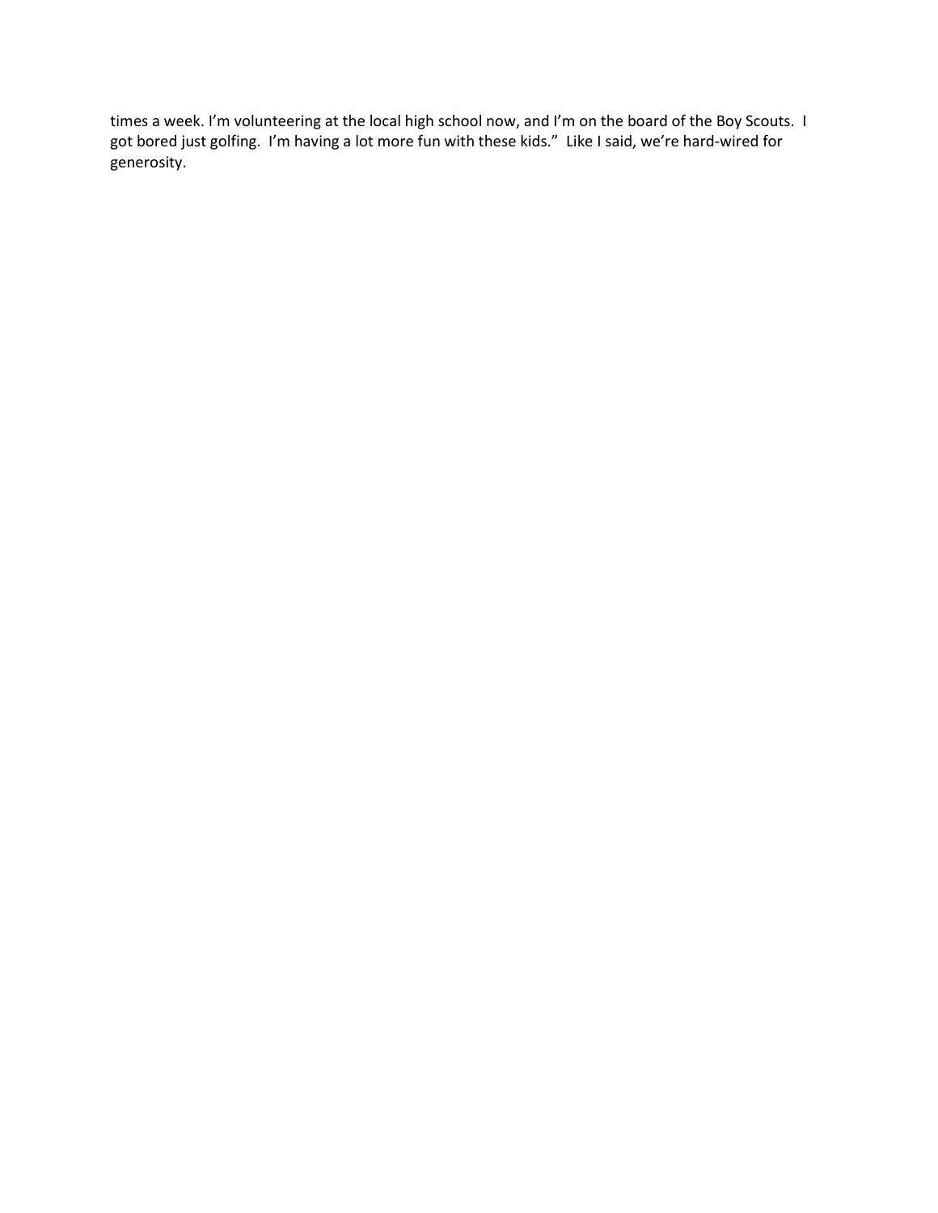times a week. I’m volunteering at the local high school now, and I’m on the board of the Boy Scouts. I got bored just golfing. I’m having a lot more fun with these kids.” Like I said, we’re hard-wired for generosity.